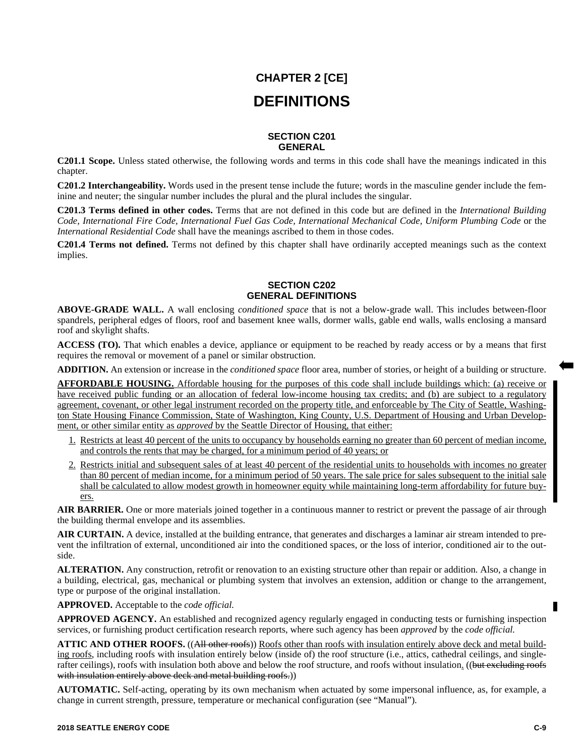# CHAPTER 2 [CE]

# DEFINITIONS

## SECTION C201 GENERAL

**C201.1 Scope.** Unless stated otherwise, the following words and terms in this code shall have the meanings indicated in this chapter.

**C201.2 Interchangeability.** Words used in the present tense include the future; words in the masculine gender include the feminine and neuter; the singular number includes the plural and the plural includes the singular.

**C201.3 Terms defined in other codes.** Terms that are not defined in this code but are defined in the *International Building Code, International Fire Code, International Fuel Gas Code, International Mechanical Code, Uniform Plumbing Code* or the *International Residential Code* shall have the meanings ascribed to them in those codes.

**C201.4 Terms not defined.** Terms not defined by this chapter shall have ordinarily accepted meanings such as the context implies.

## SECTION C202 GENERAL DEFINITIONS

**ABOVE-GRADE WALL.** A wall enclosing *conditioned space* that is not a below-grade wall. This includes between-floor spandrels, peripheral edges of floors, roof and basement knee walls, dormer walls, gable end walls, walls enclosing a mansard roof and skylight shafts.

**ACCESS (TO).** That which enables a device, appliance or equipment to be reached by ready access or by a means that first requires the removal or movement of a panel or similar obstruction.

**ADDITION.** An extension or increase in the *conditioned space* floor area, number of stories, or height of a building or structure.

**AFFORDABLE HOUSING.** Affordable housing for the purposes of this code shall include buildings which: (a) receive or have received public funding or an allocation of federal low-income housing tax credits; and (b) are subject to a regulatory agreement, covenant, or other legal instrument recorded on the property title, and enforceable by The City of Seattle, Washington State Housing Finance Commission, State of Washington, King County, U.S. Department of Housing and Urban Development, or other similar entity as *approved* by the Seattle Director of Housing, that either:

1. Restricts at least 40 percent of the units to occupancy by households earning no greater than 60 percent of median income, and controls the rents that may be charged, for a minimum period of 40 years; or
2. Restricts initial and subsequent sales of at least 40 percent of the residential units to households with incomes no greater than 80 percent of median income, for a minimum period of 50 years. The sale price for sales subsequent to the initial sale shall be calculated to allow modest growth in homeowner equity while maintaining long-term affordability for future buyers.

**AIR BARRIER.** One or more materials joined together in a continuous manner to restrict or prevent the passage of air through the building thermal envelope and its assemblies.

**AIR CURTAIN.** A device, installed at the building entrance, that generates and discharges a laminar air stream intended to prevent the infiltration of external, unconditioned air into the conditioned spaces, or the loss of interior, conditioned air to the outside.

**ALTERATION.** Any construction, retrofit or renovation to an existing structure other than repair or addition. Also, a change in a building, electrical, gas, mechanical or plumbing system that involves an extension, addition or change to the arrangement, type or purpose of the original installation.

**APPROVED.** Acceptable to the *code official.*

**APPROVED AGENCY.** An established and recognized agency regularly engaged in conducting tests or furnishing inspection services, or furnishing product certification research reports, where such agency has been *approved* by the *code official.*

**ATTIC AND OTHER ROOFS.** ((~~All other roofs~~)) Roofs other than roofs with insulation entirely above deck and metal building roofs, including roofs with insulation entirely below (inside of) the roof structure (i.e., attics, cathedral ceilings, and single-rafter ceilings), roofs with insulation both above and below the roof structure, and roofs without insulation. ((~~but excluding roofs with insulation entirely above deck and metal building roofs.~~))

**AUTOMATIC.** Self-acting, operating by its own mechanism when actuated by some impersonal influence, as, for example, a change in current strength, pressure, temperature or mechanical configuration (see "Manual").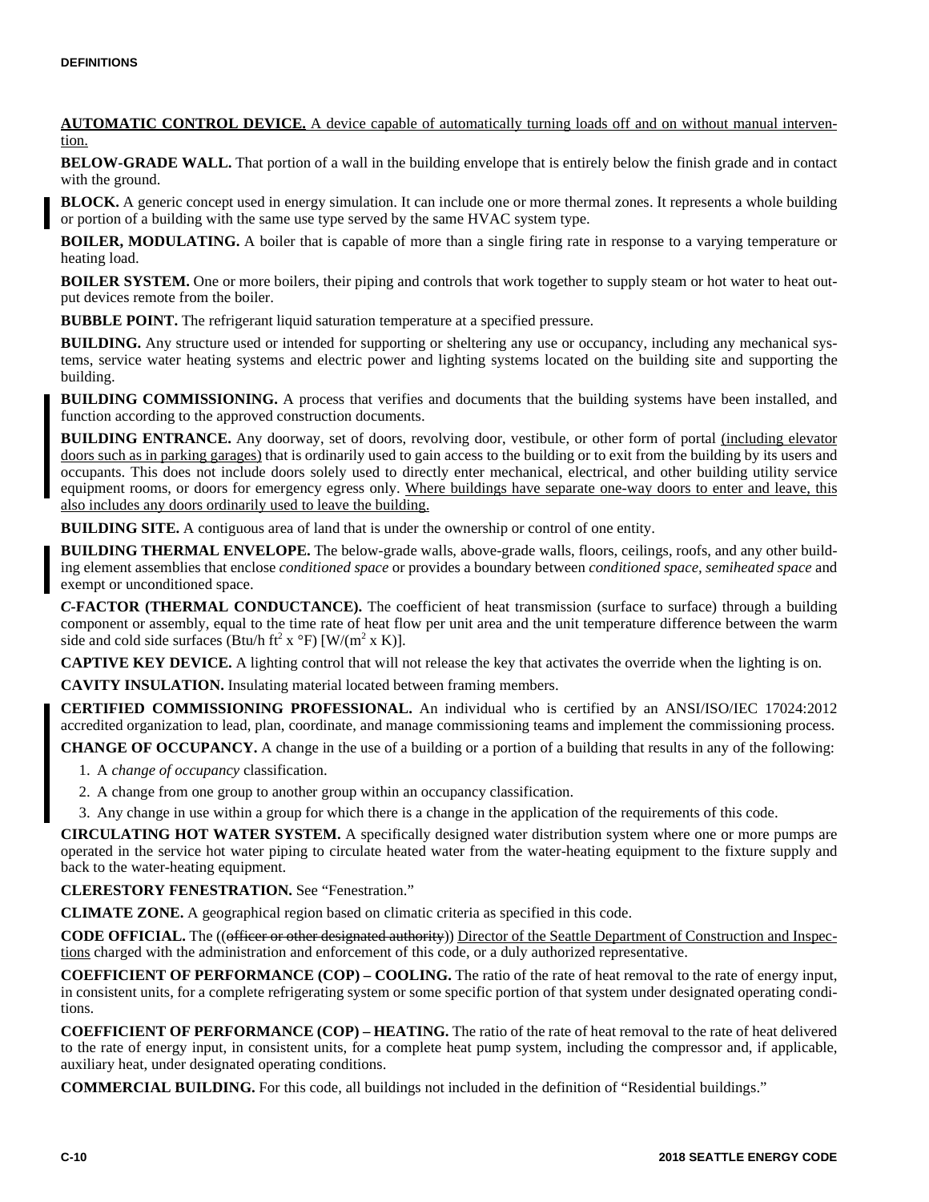**AUTOMATIC CONTROL DEVICE.** A device capable of automatically turning loads off and on without manual intervention.

**BELOW-GRADE WALL.** That portion of a wall in the building envelope that is entirely below the finish grade and in contact with the ground.

**BLOCK.** A generic concept used in energy simulation. It can include one or more thermal zones. It represents a whole building or portion of a building with the same use type served by the same HVAC system type.

**BOILER, MODULATING.** A boiler that is capable of more than a single firing rate in response to a varying temperature or heating load.

**BOILER SYSTEM.** One or more boilers, their piping and controls that work together to supply steam or hot water to heat output devices remote from the boiler.

**BUBBLE POINT.** The refrigerant liquid saturation temperature at a specified pressure.

**BUILDING.** Any structure used or intended for supporting or sheltering any use or occupancy, including any mechanical systems, service water heating systems and electric power and lighting systems located on the building site and supporting the building.

**BUILDING COMMISSIONING.** A process that verifies and documents that the building systems have been installed, and function according to the approved construction documents.

**BUILDING ENTRANCE.** Any doorway, set of doors, revolving door, vestibule, or other form of portal (including elevator doors such as in parking garages) that is ordinarily used to gain access to the building or to exit from the building by its users and occupants. This does not include doors solely used to directly enter mechanical, electrical, and other building utility service equipment rooms, or doors for emergency egress only. Where buildings have separate one-way doors to enter and leave, this also includes any doors ordinarily used to leave the building.

**BUILDING SITE.** A contiguous area of land that is under the ownership or control of one entity.

**BUILDING THERMAL ENVELOPE.** The below-grade walls, above-grade walls, floors, ceilings, roofs, and any other building element assemblies that enclose *conditioned space* or provides a boundary between *conditioned space*, *semiheated space* and exempt or unconditioned space.

***C*-FACTOR (THERMAL CONDUCTANCE).** The coefficient of heat transmission (surface to surface) through a building component or assembly, equal to the time rate of heat flow per unit area and the unit temperature difference between the warm side and cold side surfaces (Btu/h $ft^2$ x °F) [W/($m^2$ x K)].

**CAPTIVE KEY DEVICE.** A lighting control that will not release the key that activates the override when the lighting is on.

**CAVITY INSULATION.** Insulating material located between framing members.

**CERTIFIED COMMISSIONING PROFESSIONAL.** An individual who is certified by an ANSI/ISO/IEC 17024:2012 accredited organization to lead, plan, coordinate, and manage commissioning teams and implement the commissioning process.

**CHANGE OF OCCUPANCY.** A change in the use of a building or a portion of a building that results in any of the following:

1. A *change of occupancy* classification.
2. A change from one group to another group within an occupancy classification.
3. Any change in use within a group for which there is a change in the application of the requirements of this code.

**CIRCULATING HOT WATER SYSTEM.** A specifically designed water distribution system where one or more pumps are operated in the service hot water piping to circulate heated water from the water-heating equipment to the fixture supply and back to the water-heating equipment.

**CLERESTORY FENESTRATION.** See "Fenestration."

**CLIMATE ZONE.** A geographical region based on climatic criteria as specified in this code.

**CODE OFFICIAL.** The ((~~officer or other designated authority~~)) Director of the Seattle Department of Construction and Inspections charged with the administration and enforcement of this code, or a duly authorized representative.

**COEFFICIENT OF PERFORMANCE (COP) – COOLING.** The ratio of the rate of heat removal to the rate of energy input, in consistent units, for a complete refrigerating system or some specific portion of that system under designated operating conditions.

**COEFFICIENT OF PERFORMANCE (COP) – HEATING.** The ratio of the rate of heat removal to the rate of heat delivered to the rate of energy input, in consistent units, for a complete heat pump system, including the compressor and, if applicable, auxiliary heat, under designated operating conditions.

**COMMERCIAL BUILDING.** For this code, all buildings not included in the definition of "Residential buildings."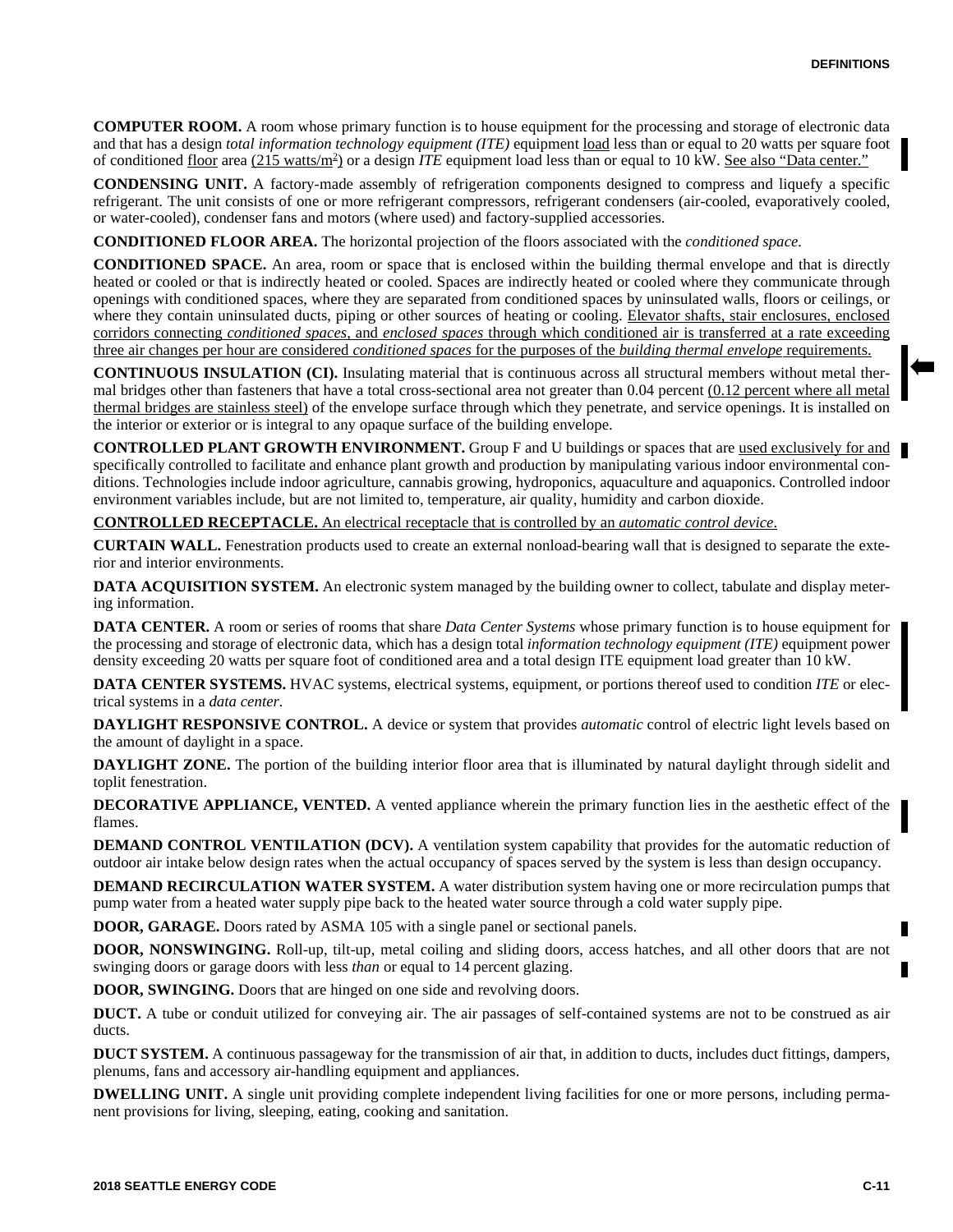**COMPUTER ROOM.** A room whose primary function is to house equipment for the processing and storage of electronic data and that has a design *total information technology equipment (ITE)* equipment load less than or equal to 20 watts per square foot of conditioned floor area (215 watts/m$^2$) or a design *ITE* equipment load less than or equal to 10 kW. See also "Data center."

**CONDENSING UNIT.** A factory-made assembly of refrigeration components designed to compress and liquefy a specific refrigerant. The unit consists of one or more refrigerant compressors, refrigerant condensers (air-cooled, evaporatively cooled, or water-cooled), condenser fans and motors (where used) and factory-supplied accessories.

**CONDITIONED FLOOR AREA.** The horizontal projection of the floors associated with the *conditioned space.*

**CONDITIONED SPACE.** An area, room or space that is enclosed within the building thermal envelope and that is directly heated or cooled or that is indirectly heated or cooled. Spaces are indirectly heated or cooled where they communicate through openings with conditioned spaces, where they are separated from conditioned spaces by uninsulated walls, floors or ceilings, or where they contain uninsulated ducts, piping or other sources of heating or cooling. Elevator shafts, stair enclosures, enclosed corridors connecting *conditioned spaces*, and *enclosed spaces* through which conditioned air is transferred at a rate exceeding three air changes per hour are considered *conditioned spaces* for the purposes of the *building thermal envelope* requirements.

**CONTINUOUS INSULATION (CI).** Insulating material that is continuous across all structural members without metal thermal bridges other than fasteners that have a total cross-sectional area not greater than 0.04 percent (0.12 percent where all metal thermal bridges are stainless steel) of the envelope surface through which they penetrate, and service openings. It is installed on the interior or exterior or is integral to any opaque surface of the building envelope.

**CONTROLLED PLANT GROWTH ENVIRONMENT.** Group F and U buildings or spaces that are used exclusively for and specifically controlled to facilitate and enhance plant growth and production by manipulating various indoor environmental conditions. Technologies include indoor agriculture, cannabis growing, hydroponics, aquaculture and aquaponics. Controlled indoor environment variables include, but are not limited to, temperature, air quality, humidity and carbon dioxide.

**CONTROLLED RECEPTACLE.** An electrical receptacle that is controlled by an *automatic control device*.

**CURTAIN WALL.** Fenestration products used to create an external nonload-bearing wall that is designed to separate the exterior and interior environments.

**DATA ACQUISITION SYSTEM.** An electronic system managed by the building owner to collect, tabulate and display metering information.

**DATA CENTER.** A room or series of rooms that share *Data Center Systems* whose primary function is to house equipment for the processing and storage of electronic data, which has a design total *information technology equipment (ITE)* equipment power density exceeding 20 watts per square foot of conditioned area and a total design ITE equipment load greater than 10 kW.

**DATA CENTER SYSTEMS.** HVAC systems, electrical systems, equipment, or portions thereof used to condition *ITE* or electrical systems in a *data center.*

**DAYLIGHT RESPONSIVE CONTROL.** A device or system that provides *automatic* control of electric light levels based on the amount of daylight in a space.

**DAYLIGHT ZONE.** The portion of the building interior floor area that is illuminated by natural daylight through sidelit and toplit fenestration.

**DECORATIVE APPLIANCE, VENTED.** A vented appliance wherein the primary function lies in the aesthetic effect of the flames.

**DEMAND CONTROL VENTILATION (DCV).** A ventilation system capability that provides for the automatic reduction of outdoor air intake below design rates when the actual occupancy of spaces served by the system is less than design occupancy.

**DEMAND RECIRCULATION WATER SYSTEM.** A water distribution system having one or more recirculation pumps that pump water from a heated water supply pipe back to the heated water source through a cold water supply pipe.

**DOOR, GARAGE.** Doors rated by ASMA 105 with a single panel or sectional panels.

**DOOR, NONSWINGING.** Roll-up, tilt-up, metal coiling and sliding doors, access hatches, and all other doors that are not swinging doors or garage doors with less *than* or equal to 14 percent glazing.

**DOOR, SWINGING.** Doors that are hinged on one side and revolving doors.

**DUCT.** A tube or conduit utilized for conveying air. The air passages of self-contained systems are not to be construed as air ducts.

**DUCT SYSTEM.** A continuous passageway for the transmission of air that, in addition to ducts, includes duct fittings, dampers, plenums, fans and accessory air-handling equipment and appliances.

**DWELLING UNIT.** A single unit providing complete independent living facilities for one or more persons, including permanent provisions for living, sleeping, eating, cooking and sanitation.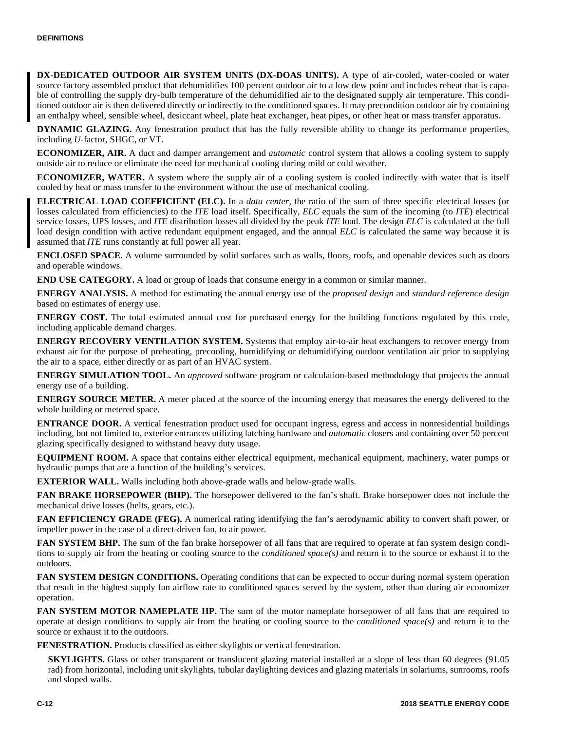**DX-DEDICATED OUTDOOR AIR SYSTEM UNITS (DX-DOAS UNITS).** A type of air-cooled, water-cooled or water source factory assembled product that dehumidifies 100 percent outdoor air to a low dew point and includes reheat that is capable of controlling the supply dry-bulb temperature of the dehumidified air to the designated supply air temperature. This conditioned outdoor air is then delivered directly or indirectly to the conditioned spaces. It may precondition outdoor air by containing an enthalpy wheel, sensible wheel, desiccant wheel, plate heat exchanger, heat pipes, or other heat or mass transfer apparatus.

**DYNAMIC GLAZING.** Any fenestration product that has the fully reversible ability to change its performance properties, including *U*-factor, SHGC, or VT.

**ECONOMIZER, AIR.** A duct and damper arrangement and *automatic* control system that allows a cooling system to supply outside air to reduce or eliminate the need for mechanical cooling during mild or cold weather.

**ECONOMIZER, WATER.** A system where the supply air of a cooling system is cooled indirectly with water that is itself cooled by heat or mass transfer to the environment without the use of mechanical cooling.

**ELECTRICAL LOAD COEFFICIENT (ELC).** In a *data center*, the ratio of the sum of three specific electrical losses (or losses calculated from efficiencies) to the *ITE* load itself. Specifically, *ELC* equals the sum of the incoming (to *ITE*) electrical service losses, UPS losses, and *ITE* distribution losses all divided by the peak *ITE* load. The design *ELC* is calculated at the full load design condition with active redundant equipment engaged, and the annual *ELC* is calculated the same way because it is assumed that *ITE* runs constantly at full power all year.

**ENCLOSED SPACE.** A volume surrounded by solid surfaces such as walls, floors, roofs, and openable devices such as doors and operable windows.

**END USE CATEGORY.** A load or group of loads that consume energy in a common or similar manner.

**ENERGY ANALYSIS.** A method for estimating the annual energy use of the *proposed design* and *standard reference design* based on estimates of energy use.

**ENERGY COST.** The total estimated annual cost for purchased energy for the building functions regulated by this code, including applicable demand charges.

**ENERGY RECOVERY VENTILATION SYSTEM.** Systems that employ air-to-air heat exchangers to recover energy from exhaust air for the purpose of preheating, precooling, humidifying or dehumidifying outdoor ventilation air prior to supplying the air to a space, either directly or as part of an HVAC system.

**ENERGY SIMULATION TOOL.** An *approved* software program or calculation-based methodology that projects the annual energy use of a building.

**ENERGY SOURCE METER.** A meter placed at the source of the incoming energy that measures the energy delivered to the whole building or metered space.

**ENTRANCE DOOR.** A vertical fenestration product used for occupant ingress, egress and access in nonresidential buildings including, but not limited to, exterior entrances utilizing latching hardware and *automatic* closers and containing over 50 percent glazing specifically designed to withstand heavy duty usage.

**EQUIPMENT ROOM.** A space that contains either electrical equipment, mechanical equipment, machinery, water pumps or hydraulic pumps that are a function of the building's services.

**EXTERIOR WALL.** Walls including both above-grade walls and below-grade walls.

**FAN BRAKE HORSEPOWER (BHP).** The horsepower delivered to the fan's shaft. Brake horsepower does not include the mechanical drive losses (belts, gears, etc.).

**FAN EFFICIENCY GRADE (FEG).** A numerical rating identifying the fan's aerodynamic ability to convert shaft power, or impeller power in the case of a direct-driven fan, to air power.

**FAN SYSTEM BHP.** The sum of the fan brake horsepower of all fans that are required to operate at fan system design conditions to supply air from the heating or cooling source to the *conditioned space(s)* and return it to the source or exhaust it to the outdoors.

**FAN SYSTEM DESIGN CONDITIONS.** Operating conditions that can be expected to occur during normal system operation that result in the highest supply fan airflow rate to conditioned spaces served by the system, other than during air economizer operation.

**FAN SYSTEM MOTOR NAMEPLATE HP.** The sum of the motor nameplate horsepower of all fans that are required to operate at design conditions to supply air from the heating or cooling source to the *conditioned space(s)* and return it to the source or exhaust it to the outdoors.

**FENESTRATION.** Products classified as either skylights or vertical fenestration.

**SKYLIGHTS.** Glass or other transparent or translucent glazing material installed at a slope of less than 60 degrees (91.05 rad) from horizontal, including unit skylights, tubular daylighting devices and glazing materials in solariums, sunrooms, roofs and sloped walls.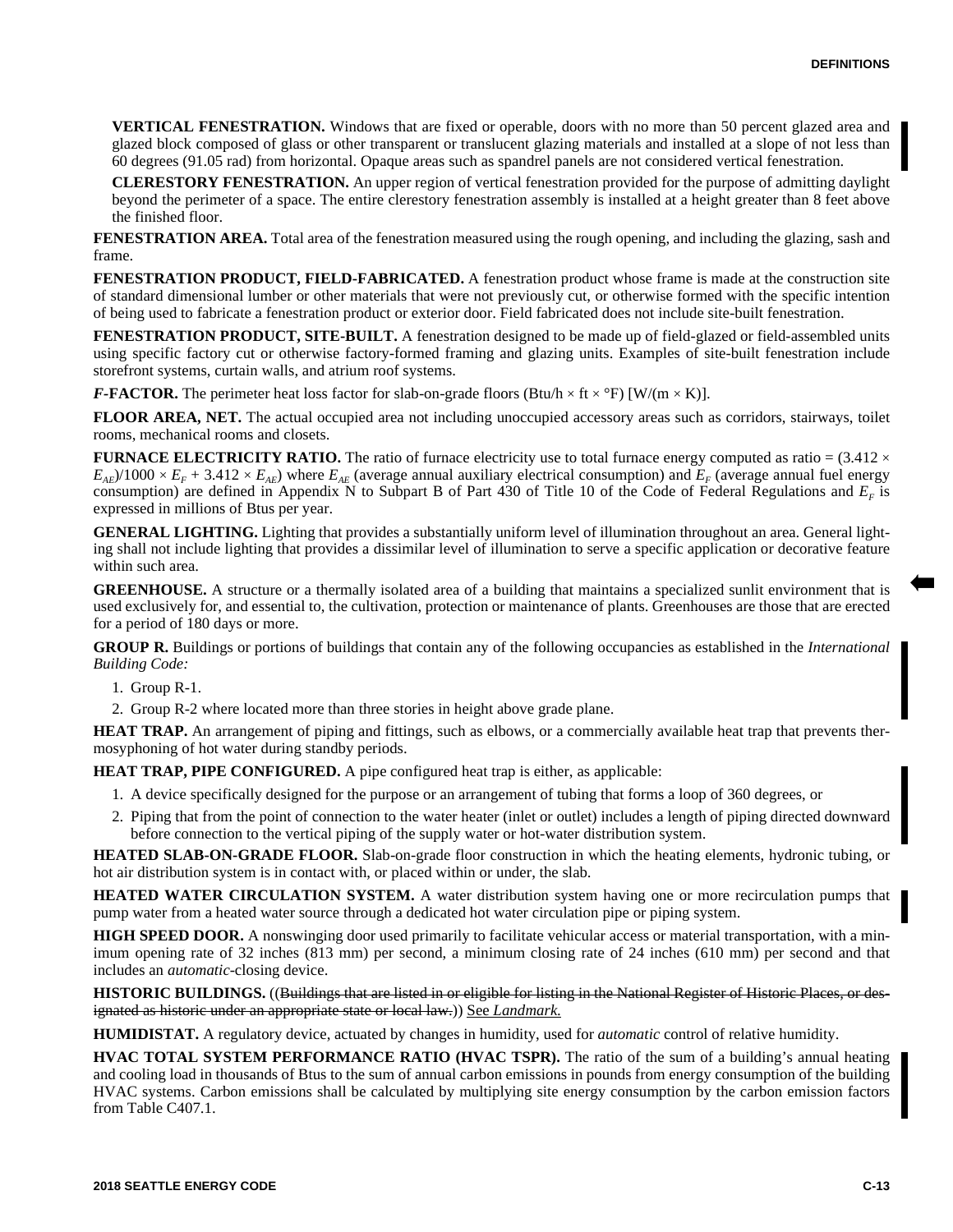**VERTICAL FENESTRATION.** Windows that are fixed or operable, doors with no more than 50 percent glazed area and glazed block composed of glass or other transparent or translucent glazing materials and installed at a slope of not less than 60 degrees (91.05 rad) from horizontal. Opaque areas such as spandrel panels are not considered vertical fenestration.

**CLERESTORY FENESTRATION.** An upper region of vertical fenestration provided for the purpose of admitting daylight beyond the perimeter of a space. The entire clerestory fenestration assembly is installed at a height greater than 8 feet above the finished floor.

**FENESTRATION AREA.** Total area of the fenestration measured using the rough opening, and including the glazing, sash and frame.

**FENESTRATION PRODUCT, FIELD-FABRICATED.** A fenestration product whose frame is made at the construction site of standard dimensional lumber or other materials that were not previously cut, or otherwise formed with the specific intention of being used to fabricate a fenestration product or exterior door. Field fabricated does not include site-built fenestration.

**FENESTRATION PRODUCT, SITE-BUILT.** A fenestration designed to be made up of field-glazed or field-assembled units using specific factory cut or otherwise factory-formed framing and glazing units. Examples of site-built fenestration include storefront systems, curtain walls, and atrium roof systems.

***F*-FACTOR.** The perimeter heat loss factor for slab-on-grade floors (Btu/h × ft × °F) [W/(m × K)].

**FLOOR AREA, NET.** The actual occupied area not including unoccupied accessory areas such as corridors, stairways, toilet rooms, mechanical rooms and closets.

**FURNACE ELECTRICITY RATIO.** The ratio of furnace electricity use to total furnace energy computed as ratio = $(3.412 \times E_{AE})/1000 \times E_F + 3.412 \times E_{AE})$ where $E_{AE}$ (average annual auxiliary electrical consumption) and $E_F$ (average annual fuel energy consumption) are defined in Appendix N to Subpart B of Part 430 of Title 10 of the Code of Federal Regulations and $E_F$ is expressed in millions of Btus per year.

**GENERAL LIGHTING.** Lighting that provides a substantially uniform level of illumination throughout an area. General lighting shall not include lighting that provides a dissimilar level of illumination to serve a specific application or decorative feature within such area.

**GREENHOUSE.** A structure or a thermally isolated area of a building that maintains a specialized sunlit environment that is used exclusively for, and essential to, the cultivation, protection or maintenance of plants. Greenhouses are those that are erected for a period of 180 days or more.

**GROUP R.** Buildings or portions of buildings that contain any of the following occupancies as established in the *International Building Code:*

1. Group R-1.
2. Group R-2 where located more than three stories in height above grade plane.

**HEAT TRAP.** An arrangement of piping and fittings, such as elbows, or a commercially available heat trap that prevents thermosyphoning of hot water during standby periods.

**HEAT TRAP, PIPE CONFIGURED.** A pipe configured heat trap is either, as applicable:

1. A device specifically designed for the purpose or an arrangement of tubing that forms a loop of 360 degrees, or
2. Piping that from the point of connection to the water heater (inlet or outlet) includes a length of piping directed downward before connection to the vertical piping of the supply water or hot-water distribution system.

**HEATED SLAB-ON-GRADE FLOOR.** Slab-on-grade floor construction in which the heating elements, hydronic tubing, or hot air distribution system is in contact with, or placed within or under, the slab.

**HEATED WATER CIRCULATION SYSTEM.** A water distribution system having one or more recirculation pumps that pump water from a heated water source through a dedicated hot water circulation pipe or piping system.

**HIGH SPEED DOOR.** A nonswinging door used primarily to facilitate vehicular access or material transportation, with a minimum opening rate of 32 inches (813 mm) per second, a minimum closing rate of 24 inches (610 mm) per second and that includes an *automatic*-closing device.

**HISTORIC BUILDINGS.** ((~~Buildings that are listed in or eligible for listing in the National Register of Historic Places, or designated as historic under an appropriate state or local law.~~)) See *Landmark.*

**HUMIDISTAT.** A regulatory device, actuated by changes in humidity, used for *automatic* control of relative humidity.

**HVAC TOTAL SYSTEM PERFORMANCE RATIO (HVAC TSPR).** The ratio of the sum of a building's annual heating and cooling load in thousands of Btus to the sum of annual carbon emissions in pounds from energy consumption of the building HVAC systems. Carbon emissions shall be calculated by multiplying site energy consumption by the carbon emission factors from Table C407.1.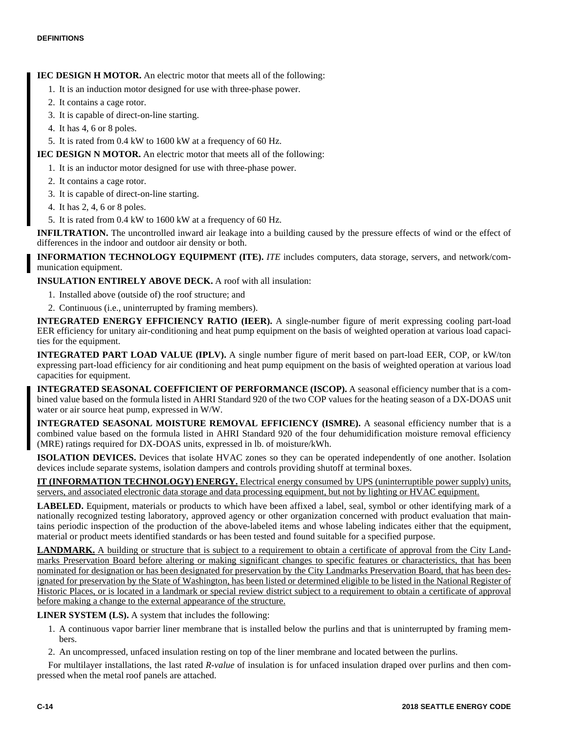**IEC DESIGN H MOTOR.** An electric motor that meets all of the following:

1. It is an induction motor designed for use with three-phase power.
2. It contains a cage rotor.
3. It is capable of direct-on-line starting.
4. It has 4, 6 or 8 poles.
5. It is rated from 0.4 kW to 1600 kW at a frequency of 60 Hz.

**IEC DESIGN N MOTOR.** An electric motor that meets all of the following:

1. It is an inductor motor designed for use with three-phase power.
2. It contains a cage rotor.
3. It is capable of direct-on-line starting.
4. It has 2, 4, 6 or 8 poles.
5. It is rated from 0.4 kW to 1600 kW at a frequency of 60 Hz.

**INFILTRATION.** The uncontrolled inward air leakage into a building caused by the pressure effects of wind or the effect of differences in the indoor and outdoor air density or both.

**INFORMATION TECHNOLOGY EQUIPMENT (ITE).** *ITE* includes computers, data storage, servers, and network/communication equipment.

**INSULATION ENTIRELY ABOVE DECK.** A roof with all insulation:

1. Installed above (outside of) the roof structure; and
2. Continuous (i.e., uninterrupted by framing members).

**INTEGRATED ENERGY EFFICIENCY RATIO (IEER).** A single-number figure of merit expressing cooling part-load EER efficiency for unitary air-conditioning and heat pump equipment on the basis of weighted operation at various load capacities for the equipment.

**INTEGRATED PART LOAD VALUE (IPLV).** A single number figure of merit based on part-load EER, COP, or kW/ton expressing part-load efficiency for air conditioning and heat pump equipment on the basis of weighted operation at various load capacities for equipment.

**INTEGRATED SEASONAL COEFFICIENT OF PERFORMANCE (ISCOP).** A seasonal efficiency number that is a combined value based on the formula listed in AHRI Standard 920 of the two COP values for the heating season of a DX-DOAS unit water or air source heat pump, expressed in W/W.

**INTEGRATED SEASONAL MOISTURE REMOVAL EFFICIENCY (ISMRE).** A seasonal efficiency number that is a combined value based on the formula listed in AHRI Standard 920 of the four dehumidification moisture removal efficiency (MRE) ratings required for DX-DOAS units, expressed in lb. of moisture/kWh.

**ISOLATION DEVICES.** Devices that isolate HVAC zones so they can be operated independently of one another. Isolation devices include separate systems, isolation dampers and controls providing shutoff at terminal boxes.

**IT (INFORMATION TECHNOLOGY) ENERGY.** Electrical energy consumed by UPS (uninterruptible power supply) units, servers, and associated electronic data storage and data processing equipment, but not by lighting or HVAC equipment.

**LABELED.** Equipment, materials or products to which have been affixed a label, seal, symbol or other identifying mark of a nationally recognized testing laboratory, approved agency or other organization concerned with product evaluation that maintains periodic inspection of the production of the above-labeled items and whose labeling indicates either that the equipment, material or product meets identified standards or has been tested and found suitable for a specified purpose.

**LANDMARK.** A building or structure that is subject to a requirement to obtain a certificate of approval from the City Landmarks Preservation Board before altering or making significant changes to specific features or characteristics, that has been nominated for designation or has been designated for preservation by the City Landmarks Preservation Board, that has been designated for preservation by the State of Washington, has been listed or determined eligible to be listed in the National Register of Historic Places, or is located in a landmark or special review district subject to a requirement to obtain a certificate of approval before making a change to the external appearance of the structure.

**LINER SYSTEM (LS).** A system that includes the following:

1. A continuous vapor barrier liner membrane that is installed below the purlins and that is uninterrupted by framing members.
2. An uncompressed, unfaced insulation resting on top of the liner membrane and located between the purlins.

For multilayer installations, the last rated *R-value* of insulation is for unfaced insulation draped over purlins and then compressed when the metal roof panels are attached.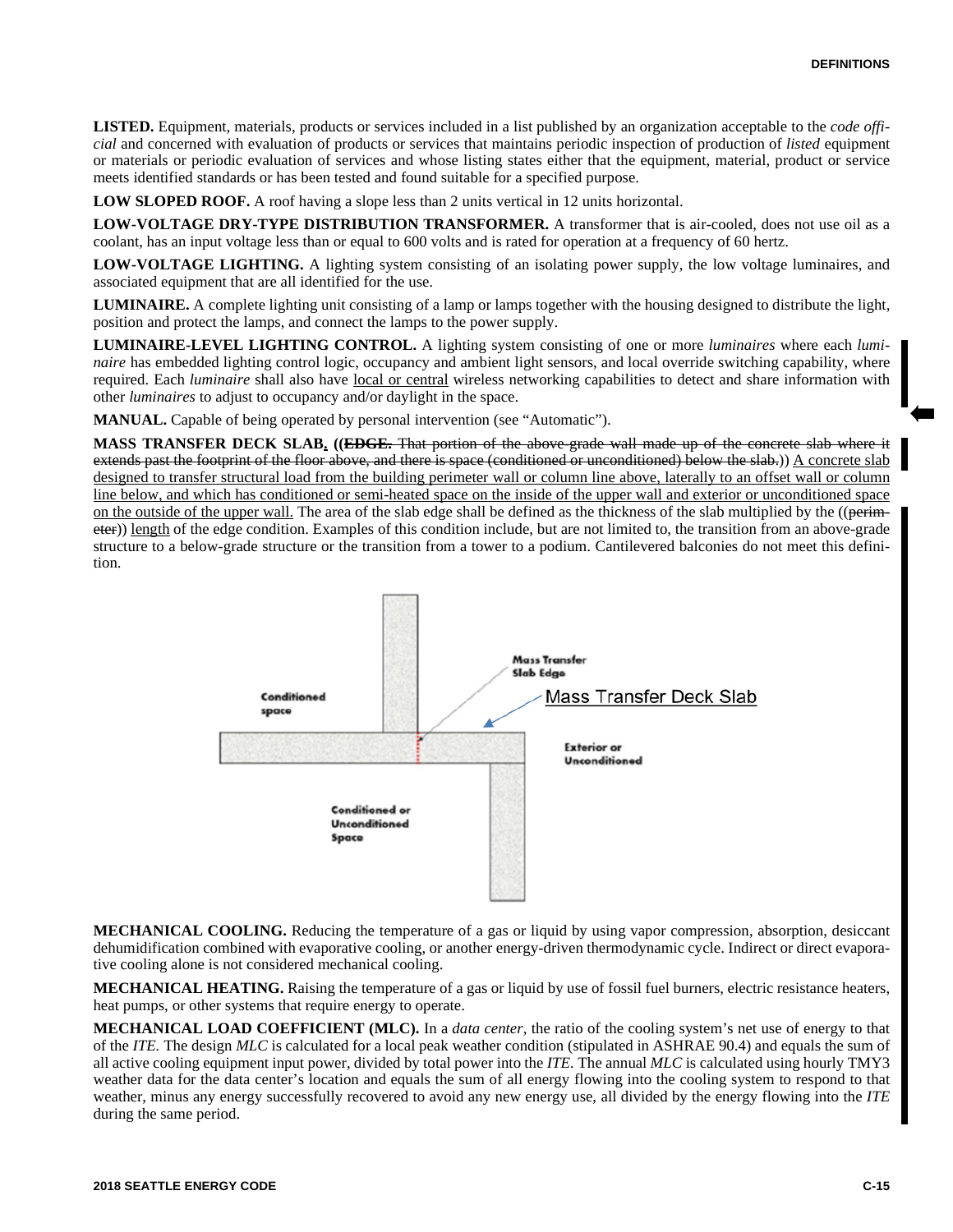**LISTED.** Equipment, materials, products or services included in a list published by an organization acceptable to the *code official* and concerned with evaluation of products or services that maintains periodic inspection of production of *listed* equipment or materials or periodic evaluation of services and whose listing states either that the equipment, material, product or service meets identified standards or has been tested and found suitable for a specified purpose.

**LOW SLOPED ROOF.** A roof having a slope less than 2 units vertical in 12 units horizontal.

**LOW-VOLTAGE DRY-TYPE DISTRIBUTION TRANSFORMER.** A transformer that is air-cooled, does not use oil as a coolant, has an input voltage less than or equal to 600 volts and is rated for operation at a frequency of 60 hertz.

**LOW-VOLTAGE LIGHTING.** A lighting system consisting of an isolating power supply, the low voltage luminaires, and associated equipment that are all identified for the use.

**LUMINAIRE.** A complete lighting unit consisting of a lamp or lamps together with the housing designed to distribute the light, position and protect the lamps, and connect the lamps to the power supply.

**LUMINAIRE-LEVEL LIGHTING CONTROL.** A lighting system consisting of one or more *luminaires* where each *luminaire* has embedded lighting control logic, occupancy and ambient light sensors, and local override switching capability, where required. Each *luminaire* shall also have local or central wireless networking capabilities to detect and share information with other *luminaires* to adjust to occupancy and/or daylight in the space.

**MANUAL.** Capable of being operated by personal intervention (see "Automatic").

**MASS TRANSFER DECK SLAB, ((~~EDGE.~~ ~~That portion of the above-grade wall made up of the concrete slab where it extends past the footprint of the floor above, and there is space (conditioned or unconditioned) below the slab.~~))** A concrete slab designed to transfer structural load from the building perimeter wall or column line above, laterally to an offset wall or column line below, and which has conditioned or semi-heated space on the inside of the upper wall and exterior or unconditioned space on the outside of the upper wall. The area of the slab edge shall be defined as the thickness of the slab multiplied by the ((~~perimeter~~)) length of the edge condition. Examples of this condition include, but are not limited to, the transition from an above-grade structure to a below-grade structure or the transition from a tower to a podium. Cantilevered balconies do not meet this definition.

Mass Transfer Slab Edge

Mass Transfer Deck Slab

Conditioned space

Exterior or Unconditioned

Conditioned or Unconditioned Space

**MECHANICAL COOLING.** Reducing the temperature of a gas or liquid by using vapor compression, absorption, desiccant dehumidification combined with evaporative cooling, or another energy-driven thermodynamic cycle. Indirect or direct evaporative cooling alone is not considered mechanical cooling.

**MECHANICAL HEATING.** Raising the temperature of a gas or liquid by use of fossil fuel burners, electric resistance heaters, heat pumps, or other systems that require energy to operate.

**MECHANICAL LOAD COEFFICIENT (MLC).** In a *data center*, the ratio of the cooling system's net use of energy to that of the *ITE*. The design *MLC* is calculated for a local peak weather condition (stipulated in ASHRAE 90.4) and equals the sum of all active cooling equipment input power, divided by total power into the *ITE*. The annual *MLC* is calculated using hourly TMY3 weather data for the data center's location and equals the sum of all energy flowing into the cooling system to respond to that weather, minus any energy successfully recovered to avoid any new energy use, all divided by the energy flowing into the *ITE* during the same period.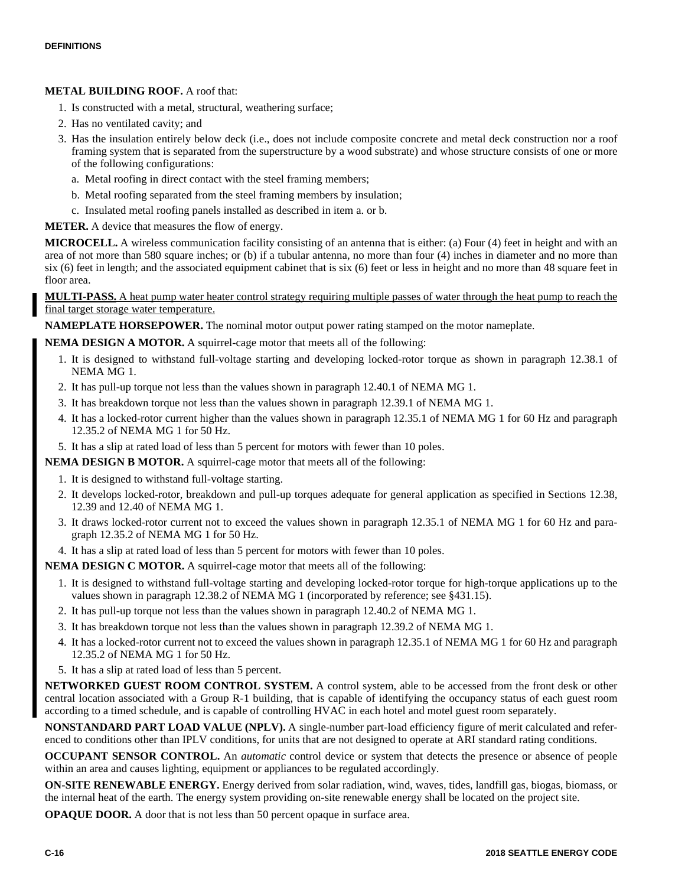**METAL BUILDING ROOF.** A roof that:

1. Is constructed with a metal, structural, weathering surface;
2. Has no ventilated cavity; and
3. Has the insulation entirely below deck (i.e., does not include composite concrete and metal deck construction nor a roof framing system that is separated from the superstructure by a wood substrate) and whose structure consists of one or more of the following configurations:
   a. Metal roofing in direct contact with the steel framing members;
   b. Metal roofing separated from the steel framing members by insulation;
   c. Insulated metal roofing panels installed as described in item a. or b.

**METER.** A device that measures the flow of energy.

**MICROCELL.** A wireless communication facility consisting of an antenna that is either: (a) Four (4) feet in height and with an area of not more than 580 square inches; or (b) if a tubular antenna, no more than four (4) inches in diameter and no more than six (6) feet in length; and the associated equipment cabinet that is six (6) feet or less in height and no more than 48 square feet in floor area.

**MULTI-PASS.** A heat pump water heater control strategy requiring multiple passes of water through the heat pump to reach the final target storage water temperature.

**NAMEPLATE HORSEPOWER.** The nominal motor output power rating stamped on the motor nameplate.

**NEMA DESIGN A MOTOR.** A squirrel-cage motor that meets all of the following:

1. It is designed to withstand full-voltage starting and developing locked-rotor torque as shown in paragraph 12.38.1 of NEMA MG 1.
2. It has pull-up torque not less than the values shown in paragraph 12.40.1 of NEMA MG 1.
3. It has breakdown torque not less than the values shown in paragraph 12.39.1 of NEMA MG 1.
4. It has a locked-rotor current higher than the values shown in paragraph 12.35.1 of NEMA MG 1 for 60 Hz and paragraph 12.35.2 of NEMA MG 1 for 50 Hz.
5. It has a slip at rated load of less than 5 percent for motors with fewer than 10 poles.

**NEMA DESIGN B MOTOR.** A squirrel-cage motor that meets all of the following:

1. It is designed to withstand full-voltage starting.
2. It develops locked-rotor, breakdown and pull-up torques adequate for general application as specified in Sections 12.38, 12.39 and 12.40 of NEMA MG 1.
3. It draws locked-rotor current not to exceed the values shown in paragraph 12.35.1 of NEMA MG 1 for 60 Hz and paragraph 12.35.2 of NEMA MG 1 for 50 Hz.
4. It has a slip at rated load of less than 5 percent for motors with fewer than 10 poles.

**NEMA DESIGN C MOTOR.** A squirrel-cage motor that meets all of the following:

1. It is designed to withstand full-voltage starting and developing locked-rotor torque for high-torque applications up to the values shown in paragraph 12.38.2 of NEMA MG 1 (incorporated by reference; see §431.15).
2. It has pull-up torque not less than the values shown in paragraph 12.40.2 of NEMA MG 1.
3. It has breakdown torque not less than the values shown in paragraph 12.39.2 of NEMA MG 1.
4. It has a locked-rotor current not to exceed the values shown in paragraph 12.35.1 of NEMA MG 1 for 60 Hz and paragraph 12.35.2 of NEMA MG 1 for 50 Hz.
5. It has a slip at rated load of less than 5 percent.

**NETWORKED GUEST ROOM CONTROL SYSTEM.** A control system, able to be accessed from the front desk or other central location associated with a Group R-1 building, that is capable of identifying the occupancy status of each guest room according to a timed schedule, and is capable of controlling HVAC in each hotel and motel guest room separately.

**NONSTANDARD PART LOAD VALUE (NPLV).** A single-number part-load efficiency figure of merit calculated and referenced to conditions other than IPLV conditions, for units that are not designed to operate at ARI standard rating conditions.

**OCCUPANT SENSOR CONTROL.** An *automatic* control device or system that detects the presence or absence of people within an area and causes lighting, equipment or appliances to be regulated accordingly.

**ON-SITE RENEWABLE ENERGY.** Energy derived from solar radiation, wind, waves, tides, landfill gas, biogas, biomass, or the internal heat of the earth. The energy system providing on-site renewable energy shall be located on the project site.

**OPAQUE DOOR.** A door that is not less than 50 percent opaque in surface area.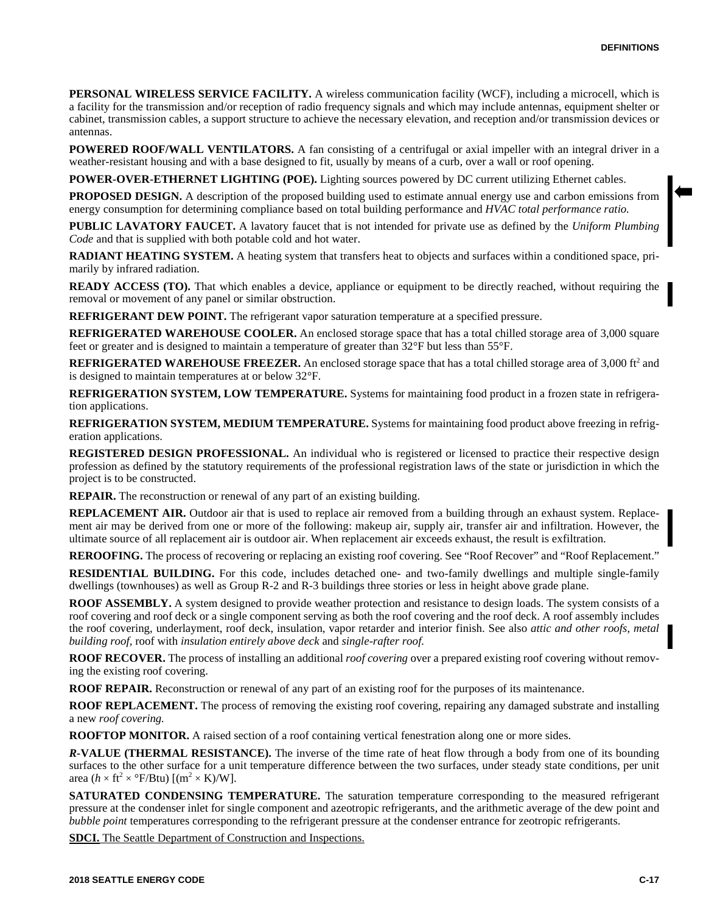**PERSONAL WIRELESS SERVICE FACILITY.** A wireless communication facility (WCF), including a microcell, which is a facility for the transmission and/or reception of radio frequency signals and which may include antennas, equipment shelter or cabinet, transmission cables, a support structure to achieve the necessary elevation, and reception and/or transmission devices or antennas.

**POWERED ROOF/WALL VENTILATORS.** A fan consisting of a centrifugal or axial impeller with an integral driver in a weather-resistant housing and with a base designed to fit, usually by means of a curb, over a wall or roof opening.

**POWER-OVER-ETHERNET LIGHTING (POE).** Lighting sources powered by DC current utilizing Ethernet cables.

**PROPOSED DESIGN.** A description of the proposed building used to estimate annual energy use and carbon emissions from energy consumption for determining compliance based on total building performance and *HVAC total performance ratio.*

**PUBLIC LAVATORY FAUCET.** A lavatory faucet that is not intended for private use as defined by the *Uniform Plumbing Code* and that is supplied with both potable cold and hot water.

**RADIANT HEATING SYSTEM.** A heating system that transfers heat to objects and surfaces within a conditioned space, primarily by infrared radiation.

**READY ACCESS (TO).** That which enables a device, appliance or equipment to be directly reached, without requiring the removal or movement of any panel or similar obstruction.

**REFRIGERANT DEW POINT.** The refrigerant vapor saturation temperature at a specified pressure.

**REFRIGERATED WAREHOUSE COOLER.** An enclosed storage space that has a total chilled storage area of 3,000 square feet or greater and is designed to maintain a temperature of greater than 32°F but less than 55°F.

**REFRIGERATED WAREHOUSE FREEZER.** An enclosed storage space that has a total chilled storage area of 3,000 $ft^2$ and is designed to maintain temperatures at or below 32°F.

**REFRIGERATION SYSTEM, LOW TEMPERATURE.** Systems for maintaining food product in a frozen state in refrigeration applications.

**REFRIGERATION SYSTEM, MEDIUM TEMPERATURE.** Systems for maintaining food product above freezing in refrigeration applications.

**REGISTERED DESIGN PROFESSIONAL.** An individual who is registered or licensed to practice their respective design profession as defined by the statutory requirements of the professional registration laws of the state or jurisdiction in which the project is to be constructed.

**REPAIR.** The reconstruction or renewal of any part of an existing building.

**REPLACEMENT AIR.** Outdoor air that is used to replace air removed from a building through an exhaust system. Replacement air may be derived from one or more of the following: makeup air, supply air, transfer air and infiltration. However, the ultimate source of all replacement air is outdoor air. When replacement air exceeds exhaust, the result is exfiltration.

**REROOFING.** The process of recovering or replacing an existing roof covering. See "Roof Recover" and "Roof Replacement."

**RESIDENTIAL BUILDING.** For this code, includes detached one- and two-family dwellings and multiple single-family dwellings (townhouses) as well as Group R-2 and R-3 buildings three stories or less in height above grade plane.

**ROOF ASSEMBLY.** A system designed to provide weather protection and resistance to design loads. The system consists of a roof covering and roof deck or a single component serving as both the roof covering and the roof deck. A roof assembly includes the roof covering, underlayment, roof deck, insulation, vapor retarder and interior finish. See also *attic and other roofs, metal building roof,* roof with *insulation entirely above deck* and *single-rafter roof.*

**ROOF RECOVER.** The process of installing an additional *roof covering* over a prepared existing roof covering without removing the existing roof covering.

**ROOF REPAIR.** Reconstruction or renewal of any part of an existing roof for the purposes of its maintenance.

**ROOF REPLACEMENT.** The process of removing the existing roof covering, repairing any damaged substrate and installing a new *roof covering.*

**ROOFTOP MONITOR.** A raised section of a roof containing vertical fenestration along one or more sides.

***R*-VALUE (THERMAL RESISTANCE).** The inverse of the time rate of heat flow through a body from one of its bounding surfaces to the other surface for a unit temperature difference between the two surfaces, under steady state conditions, per unit area ($h \times ft^2 \times °F/Btu$) [$(m^2 \times K)/W$].

**SATURATED CONDENSING TEMPERATURE.** The saturation temperature corresponding to the measured refrigerant pressure at the condenser inlet for single component and azeotropic refrigerants, and the arithmetic average of the dew point and *bubble point* temperatures corresponding to the refrigerant pressure at the condenser entrance for zeotropic refrigerants.

<u>**SDCI.** The Seattle Department of Construction and Inspections.</u>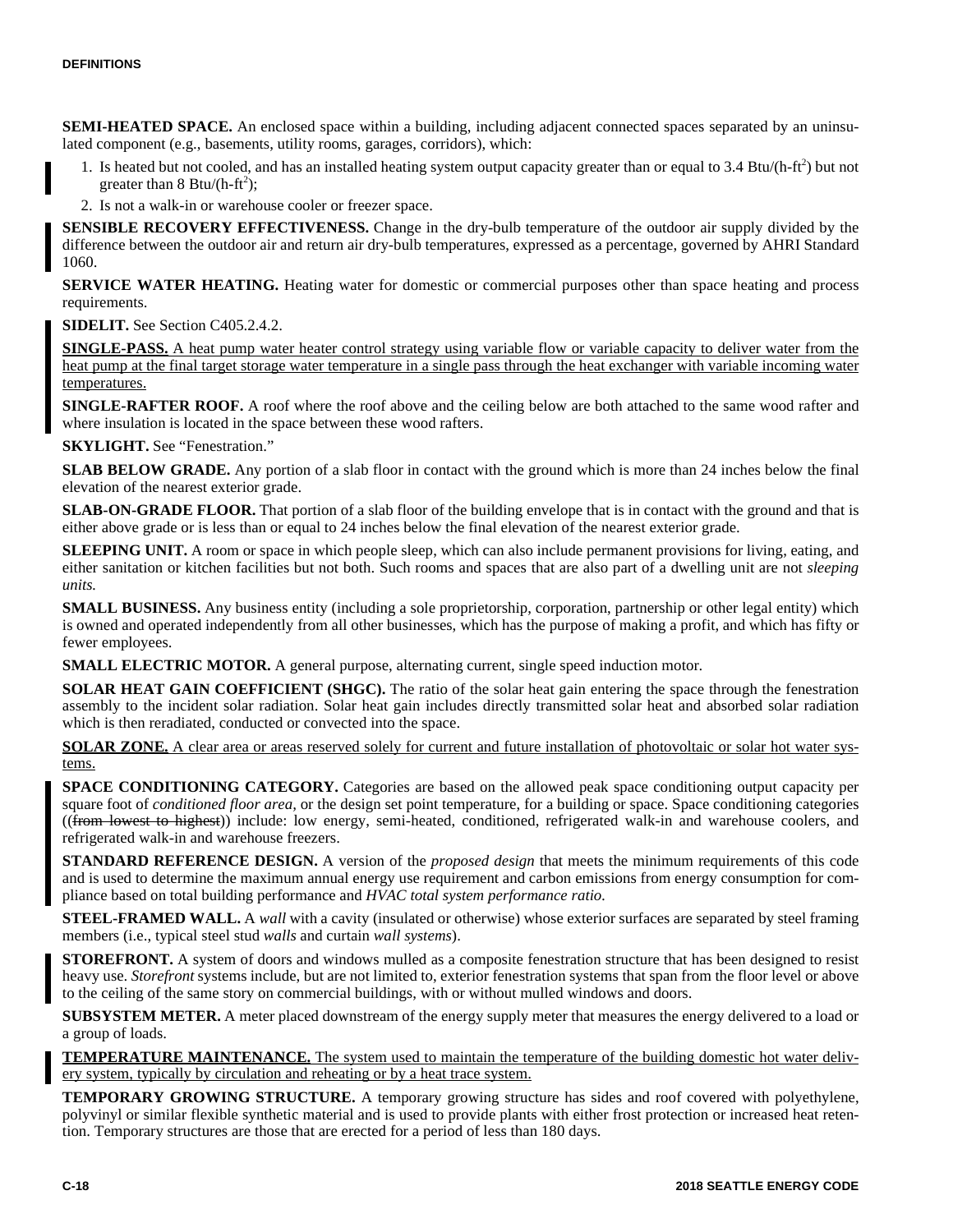**SEMI-HEATED SPACE.** An enclosed space within a building, including adjacent connected spaces separated by an uninsulated component (e.g., basements, utility rooms, garages, corridors), which:

1. Is heated but not cooled, and has an installed heating system output capacity greater than or equal to 3.4 Btu/(h-ft$^2$) but not greater than 8 Btu/(h-ft$^2$);
2. Is not a walk-in or warehouse cooler or freezer space.

**SENSIBLE RECOVERY EFFECTIVENESS.** Change in the dry-bulb temperature of the outdoor air supply divided by the difference between the outdoor air and return air dry-bulb temperatures, expressed as a percentage, governed by AHRI Standard 1060.

**SERVICE WATER HEATING.** Heating water for domestic or commercial purposes other than space heating and process requirements.

**SIDELIT.** See Section C405.2.4.2.

<u>**SINGLE-PASS.** A heat pump water heater control strategy using variable flow or variable capacity to deliver water from the heat pump at the final target storage water temperature in a single pass through the heat exchanger with variable incoming water temperatures.</u>

**SINGLE-RAFTER ROOF.** A roof where the roof above and the ceiling below are both attached to the same wood rafter and where insulation is located in the space between these wood rafters.

**SKYLIGHT.** See "Fenestration."

**SLAB BELOW GRADE.** Any portion of a slab floor in contact with the ground which is more than 24 inches below the final elevation of the nearest exterior grade.

**SLAB-ON-GRADE FLOOR.** That portion of a slab floor of the building envelope that is in contact with the ground and that is either above grade or is less than or equal to 24 inches below the final elevation of the nearest exterior grade.

**SLEEPING UNIT.** A room or space in which people sleep, which can also include permanent provisions for living, eating, and either sanitation or kitchen facilities but not both. Such rooms and spaces that are also part of a dwelling unit are not *sleeping units.*

**SMALL BUSINESS.** Any business entity (including a sole proprietorship, corporation, partnership or other legal entity) which is owned and operated independently from all other businesses, which has the purpose of making a profit, and which has fifty or fewer employees.

**SMALL ELECTRIC MOTOR.** A general purpose, alternating current, single speed induction motor.

**SOLAR HEAT GAIN COEFFICIENT (SHGC).** The ratio of the solar heat gain entering the space through the fenestration assembly to the incident solar radiation. Solar heat gain includes directly transmitted solar heat and absorbed solar radiation which is then reradiated, conducted or convected into the space.

<u>**SOLAR ZONE.** A clear area or areas reserved solely for current and future installation of photovoltaic or solar hot water systems.</u>

**SPACE CONDITIONING CATEGORY.** Categories are based on the allowed peak space conditioning output capacity per square foot of *conditioned floor area*, or the design set point temperature, for a building or space. Space conditioning categories ((~~from lowest to highest~~)) include: low energy, semi-heated, conditioned, refrigerated walk-in and warehouse coolers, and refrigerated walk-in and warehouse freezers.

**STANDARD REFERENCE DESIGN.** A version of the *proposed design* that meets the minimum requirements of this code and is used to determine the maximum annual energy use requirement and carbon emissions from energy consumption for compliance based on total building performance and *HVAC total system performance ratio.*

**STEEL-FRAMED WALL.** A *wall* with a cavity (insulated or otherwise) whose exterior surfaces are separated by steel framing members (i.e., typical steel stud *walls* and curtain *wall systems*).

**STOREFRONT.** A system of doors and windows mulled as a composite fenestration structure that has been designed to resist heavy use. *Storefront* systems include, but are not limited to, exterior fenestration systems that span from the floor level or above to the ceiling of the same story on commercial buildings, with or without mulled windows and doors.

**SUBSYSTEM METER.** A meter placed downstream of the energy supply meter that measures the energy delivered to a load or a group of loads.

<u>**TEMPERATURE MAINTENANCE.** The system used to maintain the temperature of the building domestic hot water delivery system, typically by circulation and reheating or by a heat trace system.</u>

**TEMPORARY GROWING STRUCTURE.** A temporary growing structure has sides and roof covered with polyethylene, polyvinyl or similar flexible synthetic material and is used to provide plants with either frost protection or increased heat retention. Temporary structures are those that are erected for a period of less than 180 days.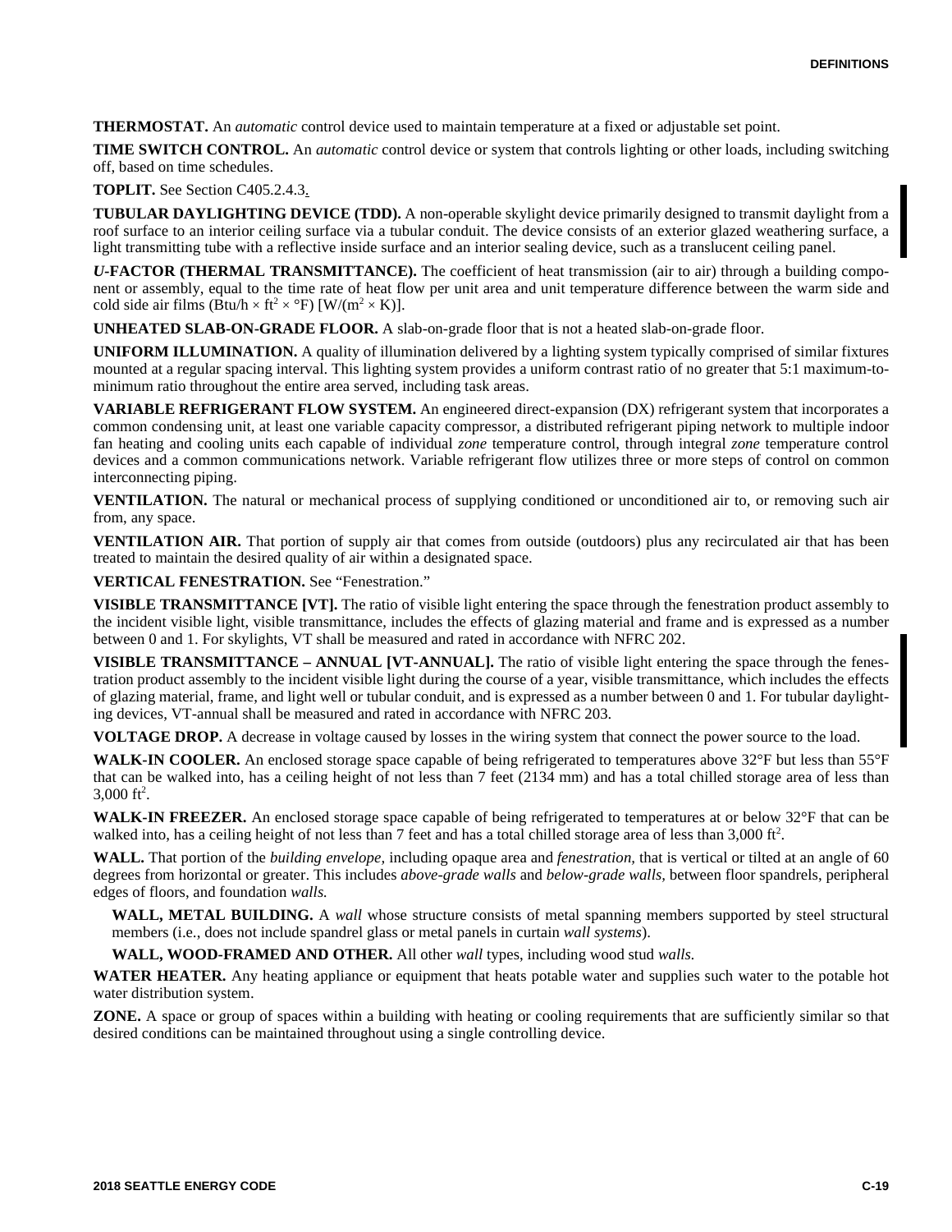**THERMOSTAT.** An *automatic* control device used to maintain temperature at a fixed or adjustable set point.

**TIME SWITCH CONTROL.** An *automatic* control device or system that controls lighting or other loads, including switching off, based on time schedules.

**TOPLIT.** See Section C405.2.4.3.

**TUBULAR DAYLIGHTING DEVICE (TDD).** A non-operable skylight device primarily designed to transmit daylight from a roof surface to an interior ceiling surface via a tubular conduit. The device consists of an exterior glazed weathering surface, a light transmitting tube with a reflective inside surface and an interior sealing device, such as a translucent ceiling panel.

***U*-FACTOR (THERMAL TRANSMITTANCE).** The coefficient of heat transmission (air to air) through a building component or assembly, equal to the time rate of heat flow per unit area and unit temperature difference between the warm side and cold side air films (Btu/h × $ft^2$ × °F) [W/($m^2$ × K)].

**UNHEATED SLAB-ON-GRADE FLOOR.** A slab-on-grade floor that is not a heated slab-on-grade floor.

**UNIFORM ILLUMINATION.** A quality of illumination delivered by a lighting system typically comprised of similar fixtures mounted at a regular spacing interval. This lighting system provides a uniform contrast ratio of no greater that 5:1 maximum-to-minimum ratio throughout the entire area served, including task areas.

**VARIABLE REFRIGERANT FLOW SYSTEM.** An engineered direct-expansion (DX) refrigerant system that incorporates a common condensing unit, at least one variable capacity compressor, a distributed refrigerant piping network to multiple indoor fan heating and cooling units each capable of individual *zone* temperature control, through integral *zone* temperature control devices and a common communications network. Variable refrigerant flow utilizes three or more steps of control on common interconnecting piping.

**VENTILATION.** The natural or mechanical process of supplying conditioned or unconditioned air to, or removing such air from, any space.

**VENTILATION AIR.** That portion of supply air that comes from outside (outdoors) plus any recirculated air that has been treated to maintain the desired quality of air within a designated space.

**VERTICAL FENESTRATION.** See "Fenestration."

**VISIBLE TRANSMITTANCE [VT].** The ratio of visible light entering the space through the fenestration product assembly to the incident visible light, visible transmittance, includes the effects of glazing material and frame and is expressed as a number between 0 and 1. For skylights, VT shall be measured and rated in accordance with NFRC 202.

**VISIBLE TRANSMITTANCE – ANNUAL [VT-ANNUAL].** The ratio of visible light entering the space through the fenestration product assembly to the incident visible light during the course of a year, visible transmittance, which includes the effects of glazing material, frame, and light well or tubular conduit, and is expressed as a number between 0 and 1. For tubular daylighting devices, VT-annual shall be measured and rated in accordance with NFRC 203.

**VOLTAGE DROP.** A decrease in voltage caused by losses in the wiring system that connect the power source to the load.

**WALK-IN COOLER.** An enclosed storage space capable of being refrigerated to temperatures above 32°F but less than 55°F that can be walked into, has a ceiling height of not less than 7 feet (2134 mm) and has a total chilled storage area of less than 3,000 $ft^2$.

**WALK-IN FREEZER.** An enclosed storage space capable of being refrigerated to temperatures at or below 32°F that can be walked into, has a ceiling height of not less than 7 feet and has a total chilled storage area of less than 3,000 $ft^2$.

**WALL.** That portion of the *building envelope,* including opaque area and *fenestration,* that is vertical or tilted at an angle of 60 degrees from horizontal or greater. This includes *above-grade walls* and *below-grade walls,* between floor spandrels, peripheral edges of floors, and foundation *walls.*

**WALL, METAL BUILDING.** A *wall* whose structure consists of metal spanning members supported by steel structural members (i.e., does not include spandrel glass or metal panels in curtain *wall systems*).

**WALL, WOOD-FRAMED AND OTHER.** All other *wall* types, including wood stud *walls.*

**WATER HEATER.** Any heating appliance or equipment that heats potable water and supplies such water to the potable hot water distribution system.

**ZONE.** A space or group of spaces within a building with heating or cooling requirements that are sufficiently similar so that desired conditions can be maintained throughout using a single controlling device.